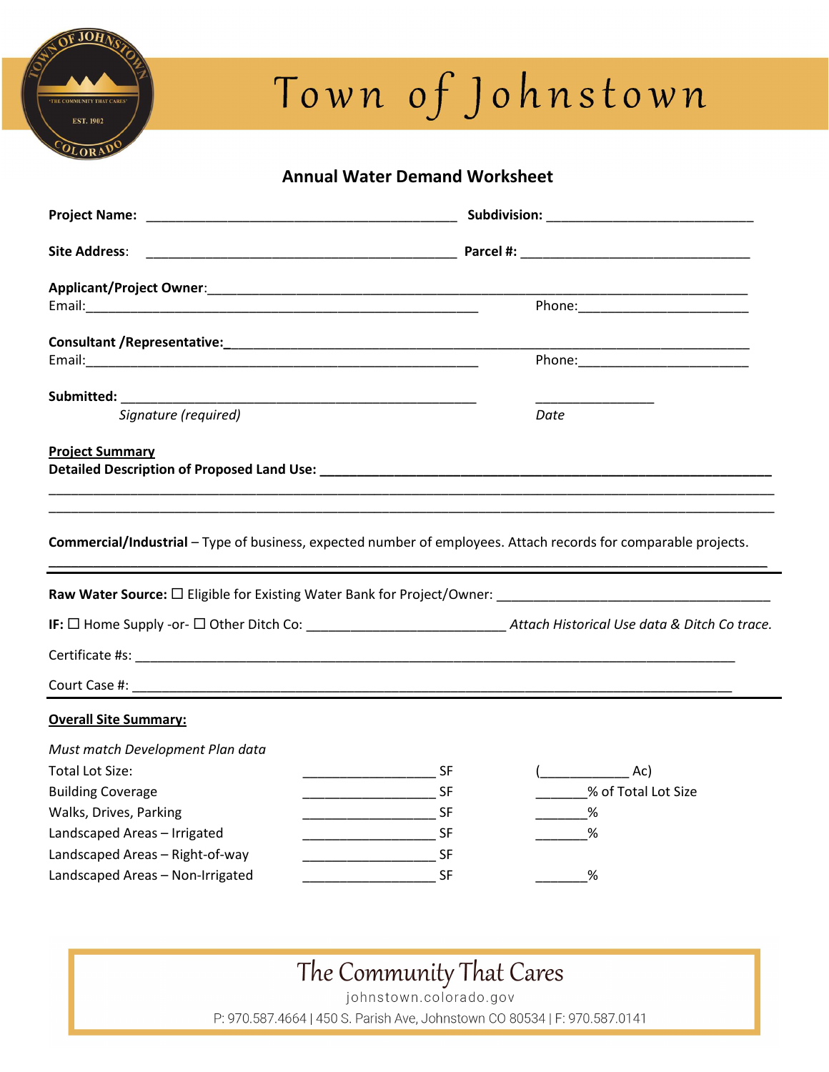# Town of Johnstown

## Annual Water Demand Worksheet

**Project Name:** ____________________________________________ **Subdivision:** ______________________________

**Site Address**: ____________________________________________ **Parcel #:** _________________________________

**Applicant/Project Owner**:_______________________________________________________________________________

Email:_______________________________________________________ Phone:_______________________

**Consultant /Representative:**_____________________________________________________________________________

Email:_______________________________________________________ Phone:_______________________

**Submitted:** ___________________________________________________ _________________

*Signature (required)* *Date*

**<u>Project Summary</u>**

**Detailed Description of Proposed Land Use: ____________________________________________________________**

__________________________________________________________________________________________________

__________________________________________________________________________________________________

**Commercial/Industrial** – Type of business, expected number of employees. Attach records for comparable projects.

__________________________________________________________________________________________________

---

**Raw Water Source:** ☐ Eligible for Existing Water Bank for Project/Owner: ______________________________________

**IF:** ☐ Home Supply -or- ☐ Other Ditch Co: ___________________________ *Attach Historical Use data & Ditch Co trace.*

Certificate #s: _____________________________________________________________________________________

Court Case #: ______________________________________________________________________________________

---

**<u>Overall Site Summary:</u>**

*Must match Development Plan data*

| | | |
|---|---|---|
| Total Lot Size: | ___________________ SF | (_____________ Ac) |
| Building Coverage | ___________________ SF | _______% of Total Lot Size |
| Walks, Drives, Parking | ___________________ SF | _______% |
| Landscaped Areas – Irrigated | ___________________ SF | _______% |
| Landscaped Areas – Right-of-way | ___________________ SF | |
| Landscaped Areas – Non-Irrigated | ___________________ SF | _______% |

The Community That Cares

johnstown.colorado.gov

P: 970.587.4664 | 450 S. Parish Ave, Johnstown CO 80534 | F: 970.587.0141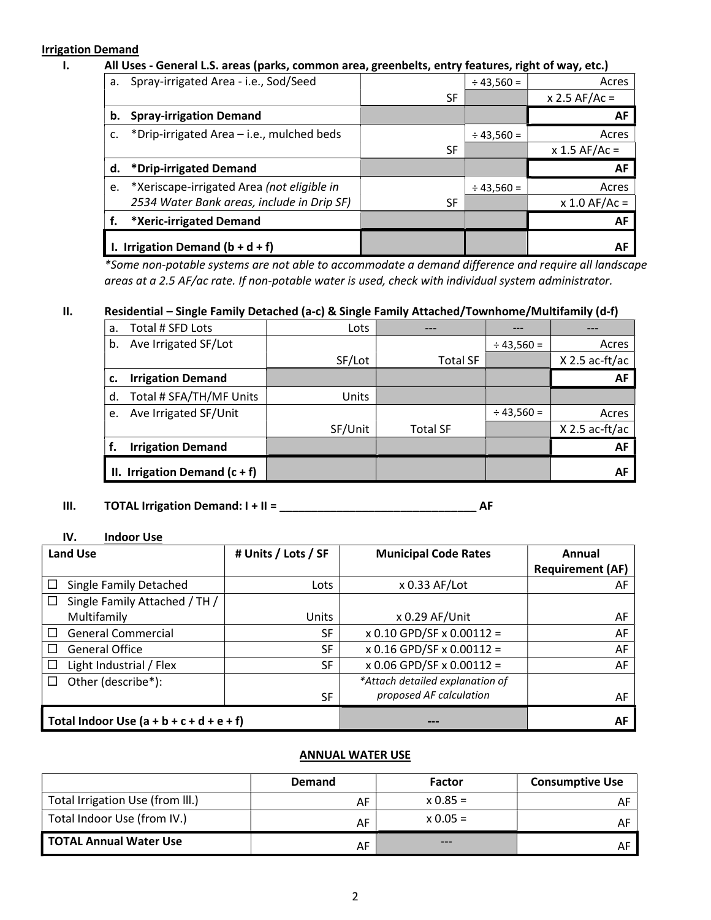**Irrigation Demand**

**I. All Uses - General L.S. areas (parks, common area, greenbelts, entry features, right of way, etc.)**

| | | | |
|---|---|---|---|
| a. Spray-irrigated Area - i.e., Sod/Seed | | ÷ 43,560 = | Acres |
| | SF | | x 2.5 AF/Ac = |
| **b. Spray-irrigation Demand** | | | **AF** |
| c. *Drip-irrigated Area – i.e., mulched beds | | ÷ 43,560 = | Acres |
| | SF | | x 1.5 AF/Ac = |
| **d. *Drip-irrigated Demand** | | | **AF** |
| e. *Xeriscape-irrigated Area *(not eligible in 2534 Water Bank areas, include in Drip SF)* | | ÷ 43,560 = | Acres |
| | SF | | x 1.0 AF/Ac = |
| **f. *Xeric-irrigated Demand** | | | **AF** |
| **I. Irrigation Demand (b + d + f)** | | | **AF** |

*\*Some non-potable systems are not able to accommodate a demand difference and require all landscape areas at a 2.5 AF/ac rate. If non-potable water is used, check with individual system administrator.*

**II. Residential – Single Family Detached (a-c) & Single Family Attached/Townhome/Multifamily (d-f)**

| | | | | |
|---|---|---|---|---|
| a. Total # SFD Lots | Lots | --- | --- | --- |
| b. Ave Irrigated SF/Lot | | | ÷ 43,560 = | Acres |
| | SF/Lot | Total SF | | X 2.5 ac-ft/ac |
| **c. Irrigation Demand** | | | | **AF** |
| d. Total # SFA/TH/MF Units | Units | | | |
| e. Ave Irrigated SF/Unit | | | ÷ 43,560 = | Acres |
| | SF/Unit | Total SF | | X 2.5 ac-ft/ac |
| **f. Irrigation Demand** | | | | **AF** |
| **II. Irrigation Demand (c + f)** | | | | **AF** |

**III. TOTAL Irrigation Demand: I + II = _______________________________ AF**

**IV. Indoor Use**

| Land Use | # Units / Lots / SF | Municipal Code Rates | Annual Requirement (AF) |
|---|---|---|---|
| ☐ Single Family Detached | Lots | x 0.33 AF/Lot | AF |
| ☐ Single Family Attached / TH / Multifamily | Units | x 0.29 AF/Unit | AF |
| ☐ General Commercial | SF | x 0.10 GPD/SF x 0.00112 = | AF |
| ☐ General Office | SF | x 0.16 GPD/SF x 0.00112 = | AF |
| ☐ Light Industrial / Flex | SF | x 0.06 GPD/SF x 0.00112 = | AF |
| ☐ Other (describe*): | SF | *\*Attach detailed explanation of proposed AF calculation* | AF |
| **Total Indoor Use (a + b + c + d + e + f)** | | --- | **AF** |

**ANNUAL WATER USE**

| | Demand | Factor | Consumptive Use |
|---|---|---|---|
| Total Irrigation Use (from III.) | AF | x 0.85 = | AF |
| Total Indoor Use (from IV.) | AF | x 0.05 = | AF |
| **TOTAL Annual Water Use** | AF | --- | AF |